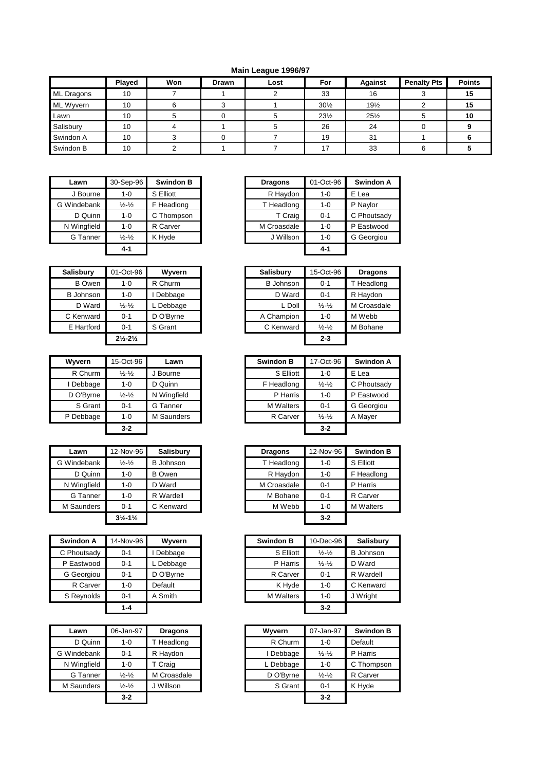**Main League 1996/97**

| | Played | Won | Drawn | Lost | For | Against | Penalty Pts | Points |
|---|---|---|---|---|---|---|---|---|
| ML Dragons | 10 | 7 | 1 | 2 | 33 | 16 | 3 | **15** |
| ML Wyvern | 10 | 6 | 3 | 1 | 30½ | 19½ | 2 | **15** |
| Lawn | 10 | 5 | 0 | 5 | 23½ | 25½ | 5 | **10** |
| Salisbury | 10 | 4 | 1 | 5 | 26 | 24 | 0 | **9** |
| Swindon A | 10 | 3 | 0 | 7 | 19 | 31 | 1 | **6** |
| Swindon B | 10 | 2 | 1 | 7 | 17 | 33 | 6 | **5** |

| Lawn | 30-Sep-96 | Swindon B |
|---|---|---|
| J Bourne | 1-0 | S Elliott |
| G Windebank | ½-½ | F Headlong |
| D Quinn | 1-0 | C Thompson |
| N Wingfield | 1-0 | R Carver |
| G Tanner | ½-½ | K Hyde |
| | **4-1** | |

| Dragons | 01-Oct-96 | Swindon A |
|---|---|---|
| R Haydon | 1-0 | E Lea |
| T Headlong | 1-0 | P Naylor |
| T Craig | 0-1 | C Phoutsady |
| M Croasdale | 1-0 | P Eastwood |
| J Willson | 1-0 | G Georgiou |
| | **4-1** | |

| Salisbury | 01-Oct-96 | Wyvern |
|---|---|---|
| B Owen | 1-0 | R Churm |
| B Johnson | 1-0 | I Debbage |
| D Ward | ½-½ | L Debbage |
| C Kenward | 0-1 | D O'Byrne |
| E Hartford | 0-1 | S Grant |
| | **2½-2½** | |

| Salisbury | 15-Oct-96 | Dragons |
|---|---|---|
| B Johnson | 0-1 | T Headlong |
| D Ward | 0-1 | R Haydon |
| L Doll | ½-½ | M Croasdale |
| A Champion | 1-0 | M Webb |
| C Kenward | ½-½ | M Bohane |
| | **2-3** | |

| Wyvern | 15-Oct-96 | Lawn |
|---|---|---|
| R Churm | ½-½ | J Bourne |
| I Debbage | 1-0 | D Quinn |
| D O'Byrne | ½-½ | N Wingfield |
| S Grant | 0-1 | G Tanner |
| P Debbage | 1-0 | M Saunders |
| | **3-2** | |

| Swindon B | 17-Oct-96 | Swindon A |
|---|---|---|
| S Elliott | 1-0 | E Lea |
| F Headlong | ½-½ | C Phoutsady |
| P Harris | 1-0 | P Eastwood |
| M Walters | 0-1 | G Georgiou |
| R Carver | ½-½ | A Mayer |
| | **3-2** | |

| Lawn | 12-Nov-96 | Salisbury |
|---|---|---|
| G Windebank | ½-½ | B Johnson |
| D Quinn | 1-0 | B Owen |
| N Wingfield | 1-0 | D Ward |
| G Tanner | 1-0 | R Wardell |
| M Saunders | 0-1 | C Kenward |
| | **3½-1½** | |

| Dragons | 12-Nov-96 | Swindon B |
|---|---|---|
| T Headlong | 1-0 | S Elliott |
| R Haydon | 1-0 | F Headlong |
| M Croasdale | 0-1 | P Harris |
| M Bohane | 0-1 | R Carver |
| M Webb | 1-0 | M Walters |
| | **3-2** | |

| Swindon A | 14-Nov-96 | Wyvern |
|---|---|---|
| C Phoutsady | 0-1 | I Debbage |
| P Eastwood | 0-1 | L Debbage |
| G Georgiou | 0-1 | D O'Byrne |
| R Carver | 1-0 | Default |
| S Reynolds | 0-1 | A Smith |
| | **1-4** | |

| Swindon B | 10-Dec-96 | Salisbury |
|---|---|---|
| S Elliott | ½-½ | B Johnson |
| P Harris | ½-½ | D Ward |
| R Carver | 0-1 | R Wardell |
| K Hyde | 1-0 | C Kenward |
| M Walters | 1-0 | J Wright |
| | **3-2** | |

| Lawn | 06-Jan-97 | Dragons |
|---|---|---|
| D Quinn | 1-0 | T Headlong |
| G Windebank | 0-1 | R Haydon |
| N Wingfield | 1-0 | T Craig |
| G Tanner | ½-½ | M Croasdale |
| M Saunders | ½-½ | J Willson |
| | **3-2** | |

| Wyvern | 07-Jan-97 | Swindon B |
|---|---|---|
| R Churm | 1-0 | Default |
| I Debbage | ½-½ | P Harris |
| L Debbage | 1-0 | C Thompson |
| D O'Byrne | ½-½ | R Carver |
| S Grant | 0-1 | K Hyde |
| | **3-2** | |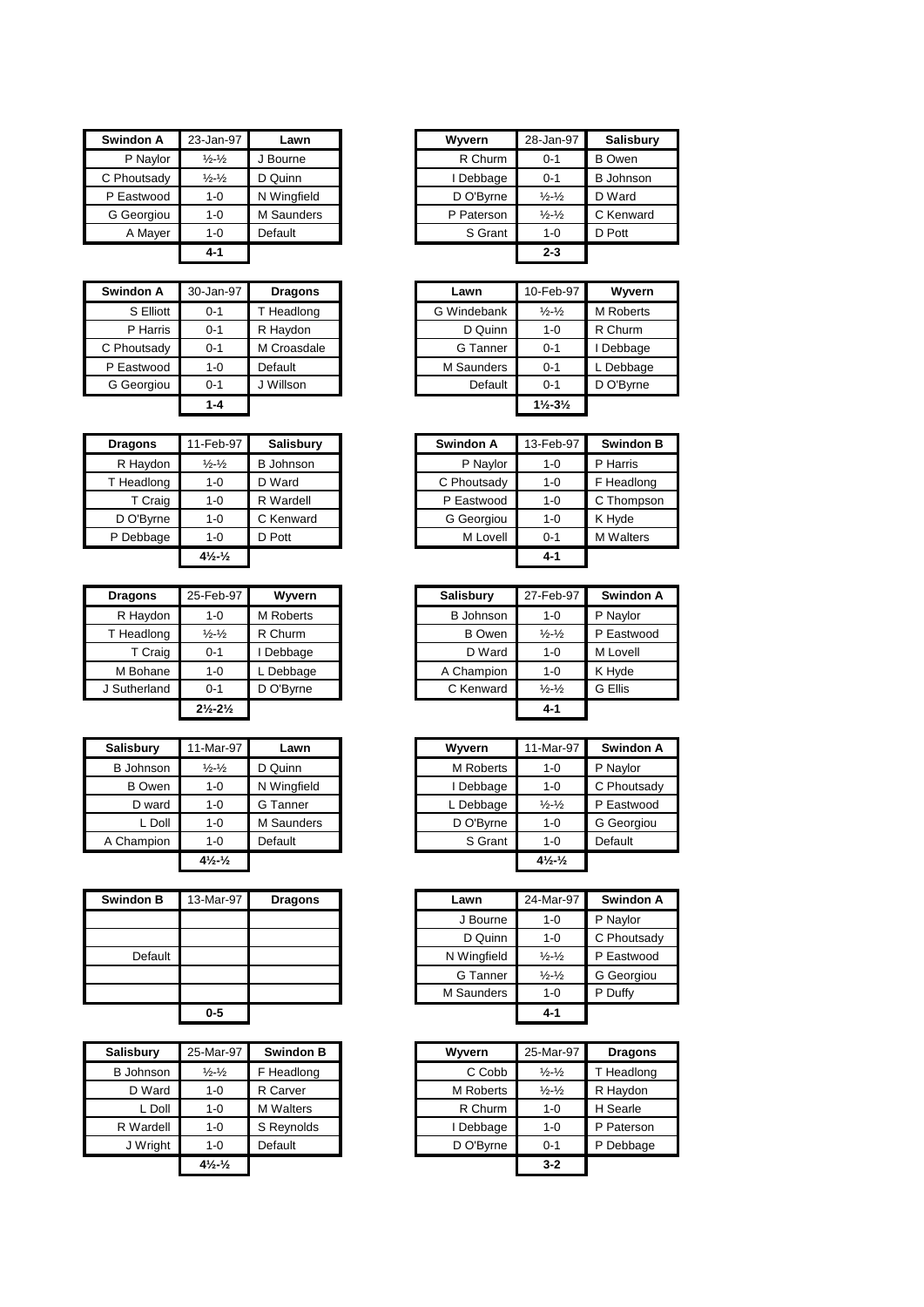| Swindon A | 23-Jan-97 | Lawn |
|---|---|---|
| P Naylor | ½-½ | J Bourne |
| C Phoutsady | ½-½ | D Quinn |
| P Eastwood | 1-0 | N Wingfield |
| G Georgiou | 1-0 | M Saunders |
| A Mayer | 1-0 | Default |
| | 4-1 | |

| Wyvern | 28-Jan-97 | Salisbury |
|---|---|---|
| R Churm | 0-1 | B Owen |
| I Debbage | 0-1 | B Johnson |
| D O'Byrne | ½-½ | D Ward |
| P Paterson | ½-½ | C Kenward |
| S Grant | 1-0 | D Pott |
| | 2-3 | |

| Swindon A | 30-Jan-97 | Dragons |
|---|---|---|
| S Elliott | 0-1 | T Headlong |
| P Harris | 0-1 | R Haydon |
| C Phoutsady | 0-1 | M Croasdale |
| P Eastwood | 1-0 | Default |
| G Georgiou | 0-1 | J Willson |
| | 1-4 | |

| Lawn | 10-Feb-97 | Wyvern |
|---|---|---|
| G Windebank | ½-½ | M Roberts |
| D Quinn | 1-0 | R Churm |
| G Tanner | 0-1 | I Debbage |
| M Saunders | 0-1 | L Debbage |
| Default | 0-1 | D O'Byrne |
| | 1½-3½ | |

| Dragons | 11-Feb-97 | Salisbury |
|---|---|---|
| R Haydon | ½-½ | B Johnson |
| T Headlong | 1-0 | D Ward |
| T Craig | 1-0 | R Wardell |
| D O'Byrne | 1-0 | C Kenward |
| P Debbage | 1-0 | D Pott |
| | 4½-½ | |

| Swindon A | 13-Feb-97 | Swindon B |
|---|---|---|
| P Naylor | 1-0 | P Harris |
| C Phoutsady | 1-0 | F Headlong |
| P Eastwood | 1-0 | C Thompson |
| G Georgiou | 1-0 | K Hyde |
| M Lovell | 0-1 | M Walters |
| | 4-1 | |

| Dragons | 25-Feb-97 | Wyvern |
|---|---|---|
| R Haydon | 1-0 | M Roberts |
| T Headlong | ½-½ | R Churm |
| T Craig | 0-1 | I Debbage |
| M Bohane | 1-0 | L Debbage |
| J Sutherland | 0-1 | D O'Byrne |
| | 2½-2½ | |

| Salisbury | 27-Feb-97 | Swindon A |
|---|---|---|
| B Johnson | 1-0 | P Naylor |
| B Owen | ½-½ | P Eastwood |
| D Ward | 1-0 | M Lovell |
| A Champion | 1-0 | K Hyde |
| C Kenward | ½-½ | G Ellis |
| | 4-1 | |

| Salisbury | 11-Mar-97 | Lawn |
|---|---|---|
| B Johnson | ½-½ | D Quinn |
| B Owen | 1-0 | N Wingfield |
| D ward | 1-0 | G Tanner |
| L Doll | 1-0 | M Saunders |
| A Champion | 1-0 | Default |
| | 4½-½ | |

| Wyvern | 11-Mar-97 | Swindon A |
|---|---|---|
| M Roberts | 1-0 | P Naylor |
| I Debbage | 1-0 | C Phoutsady |
| L Debbage | ½-½ | P Eastwood |
| D O'Byrne | 1-0 | G Georgiou |
| S Grant | 1-0 | Default |
| | 4½-½ | |

| Swindon B | 13-Mar-97 | Dragons |
|---|---|---|
| | | |
| | | |
| Default | | |
| | | |
| | | |
| | 0-5 | |

| Lawn | 24-Mar-97 | Swindon A |
|---|---|---|
| J Bourne | 1-0 | P Naylor |
| D Quinn | 1-0 | C Phoutsady |
| N Wingfield | ½-½ | P Eastwood |
| G Tanner | ½-½ | G Georgiou |
| M Saunders | 1-0 | P Duffy |
| | 4-1 | |

| Salisbury | 25-Mar-97 | Swindon B |
|---|---|---|
| B Johnson | ½-½ | F Headlong |
| D Ward | 1-0 | R Carver |
| L Doll | 1-0 | M Walters |
| R Wardell | 1-0 | S Reynolds |
| J Wright | 1-0 | Default |
| | 4½-½ | |

| Wyvern | 25-Mar-97 | Dragons |
|---|---|---|
| C Cobb | ½-½ | T Headlong |
| M Roberts | ½-½ | R Haydon |
| R Churm | 1-0 | H Searle |
| I Debbage | 1-0 | P Paterson |
| D O'Byrne | 0-1 | P Debbage |
| | 3-2 | |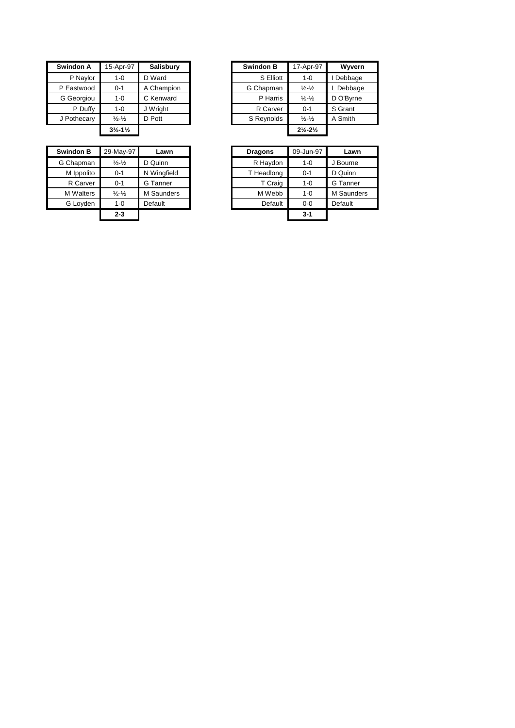| Swindon A | 15-Apr-97 | Salisbury |
|---|---|---|
| P Naylor | 1-0 | D Ward |
| P Eastwood | 0-1 | A Champion |
| G Georgiou | 1-0 | C Kenward |
| P Duffy | 1-0 | J Wright |
| J Pothecary | ½-½ | D Pott |
| | **3½-1½** | |

| Swindon B | 17-Apr-97 | Wyvern |
|---|---|---|
| S Elliott | 1-0 | I Debbage |
| G Chapman | ½-½ | L Debbage |
| P Harris | ½-½ | D O'Byrne |
| R Carver | 0-1 | S Grant |
| S Reynolds | ½-½ | A Smith |
| | **2½-2½** | |

| Swindon B | 29-May-97 | Lawn |
|---|---|---|
| G Chapman | ½-½ | D Quinn |
| M Ippolito | 0-1 | N Wingfield |
| R Carver | 0-1 | G Tanner |
| M Walters | ½-½ | M Saunders |
| G Loyden | 1-0 | Default |
| | **2-3** | |

| Dragons | 09-Jun-97 | Lawn |
|---|---|---|
| R Haydon | 1-0 | J Bourne |
| T Headlong | 0-1 | D Quinn |
| T Craig | 1-0 | G Tanner |
| M Webb | 1-0 | M Saunders |
| Default | 0-0 | Default |
| | **3-1** | |